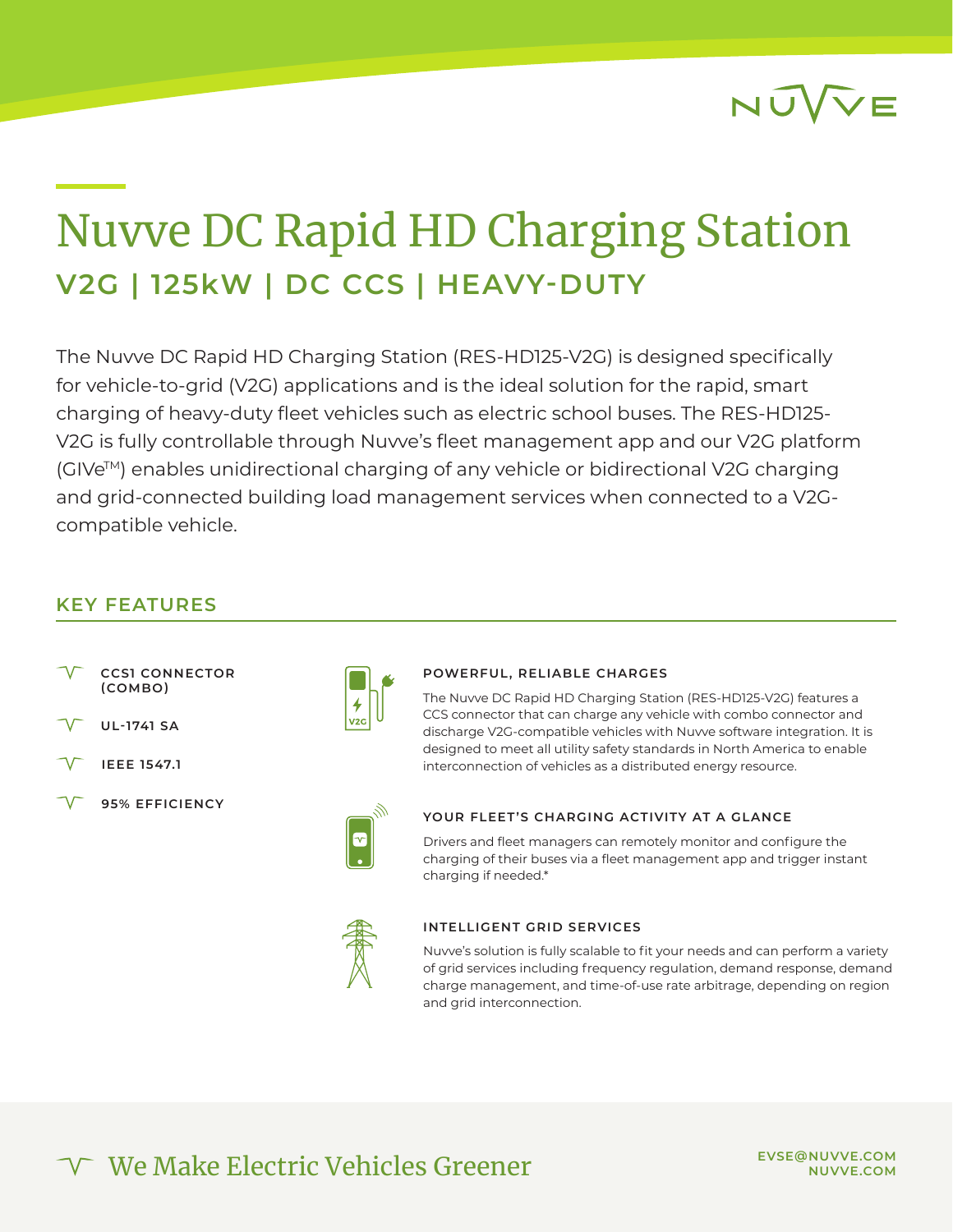# Nuvve DC Rapid HD Charging Station

## V2G | 125kW | DC CCS | HEAVY-DUTY

The Nuvve DC Rapid HD Charging Station (RES-HD125-V2G) is designed specifically for vehicle-to-grid (V2G) applications and is the ideal solution for the rapid, smart charging of heavy-duty fleet vehicles such as electric school buses. The RES-HD125-V2G is fully controllable through Nuvve's fleet management app and our V2G platform (GIVe™) enables unidirectional charging of any vehicle or bidirectional V2G charging and grid-connected building load management services when connected to a V2G-compatible vehicle.

## KEY FEATURES

- **CCS1 CONNECTOR (COMBO)**
- **UL-1741 SA**
- **IEEE 1547.1**
- **95% EFFICIENCY**

### POWERFUL, RELIABLE CHARGES

The Nuvve DC Rapid HD Charging Station (RES-HD125-V2G) features a CCS connector that can charge any vehicle with combo connector and discharge V2G-compatible vehicles with Nuvve software integration. It is designed to meet all utility safety standards in North America to enable interconnection of vehicles as a distributed energy resource.

### YOUR FLEET'S CHARGING ACTIVITY AT A GLANCE

Drivers and fleet managers can remotely monitor and configure the charging of their buses via a fleet management app and trigger instant charging if needed.*

### INTELLIGENT GRID SERVICES

Nuvve's solution is fully scalable to fit your needs and can perform a variety of grid services including frequency regulation, demand response, demand charge management, and time-of-use rate arbitrage, depending on region and grid interconnection.

We Make Electric Vehicles Greener

EVSE@NUVVE.COM
NUVVE.COM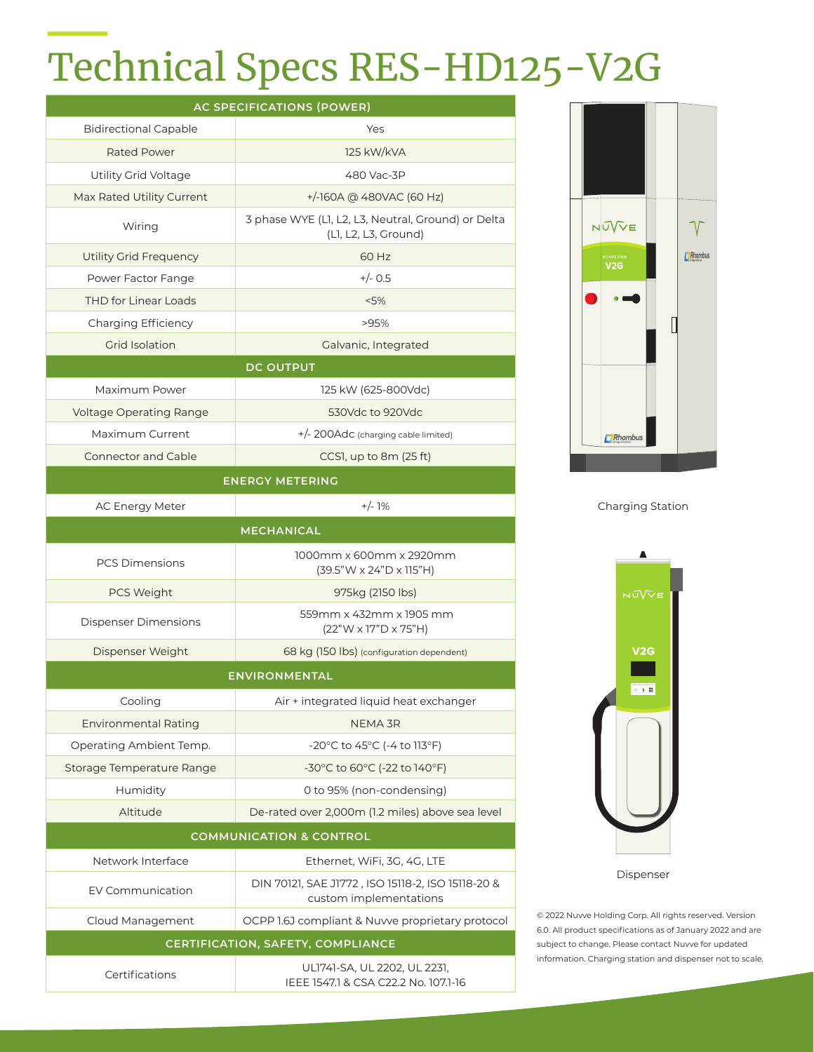# Technical Specs RES-HD125-V2G

| | |
|---|---|
| **AC SPECIFICATIONS (POWER)** | |
| Bidirectional Capable | Yes |
| Rated Power | 125 kW/kVA |
| Utility Grid Voltage | 480 Vac-3P |
| Max Rated Utility Current | +/-160A @ 480VAC (60 Hz) |
| Wiring | 3 phase WYE (L1, L2, L3, Neutral, Ground) or Delta (L1, L2, L3, Ground) |
| Utility Grid Frequency | 60 Hz |
| Power Factor Fange | +/- 0.5 |
| THD for Linear Loads | <5% |
| Charging Efficiency | >95% |
| Grid Isolation | Galvanic, Integrated |
| **DC OUTPUT** | |
| Maximum Power | 125 kW (625-800Vdc) |
| Voltage Operating Range | 530Vdc to 920Vdc |
| Maximum Current | +/- 200Adc (charging cable limited) |
| Connector and Cable | CCS1, up to 8m (25 ft) |
| **ENERGY METERING** | |
| AC Energy Meter | +/- 1% |
| **MECHANICAL** | |
| PCS Dimensions | 1000mm x 600mm x 2920mm (39.5"W x 24"D x 115"H) |
| PCS Weight | 975kg (2150 lbs) |
| Dispenser Dimensions | 559mm x 432mm x 1905 mm (22"W x 17"D x 75"H) |
| Dispenser Weight | 68 kg (150 lbs) (configuration dependent) |
| **ENVIRONMENTAL** | |
| Cooling | Air + integrated liquid heat exchanger |
| Environmental Rating | NEMA 3R |
| Operating Ambient Temp. | -20°C to 45°C (-4 to 113°F) |
| Storage Temperature Range | -30°C to 60°C (-22 to 140°F) |
| Humidity | 0 to 95% (non-condensing) |
| Altitude | De-rated over 2,000m (1.2 miles) above sea level |
| **COMMUNICATION & CONTROL** | |
| Network Interface | Ethernet, WiFi, 3G, 4G, LTE |
| EV Communication | DIN 70121, SAE J1772 , ISO 15118-2, ISO 15118-20 & custom implementations |
| Cloud Management | OCPP 1.6J compliant & Nuvve proprietary protocol |
| **CERTIFICATION, SAFETY, COMPLIANCE** | |
| Certifications | UL1741-SA, UL 2202, UL 2231, IEEE 1547.1 & CSA C22.2 No. 107.1-16 |

Charging Station

Dispenser

© 2022 Nuvve Holding Corp. All rights reserved. Version 6.0. All product specifications as of January 2022 and are subject to change. Please contact Nuvve for updated information. Charging station and dispenser not to scale.